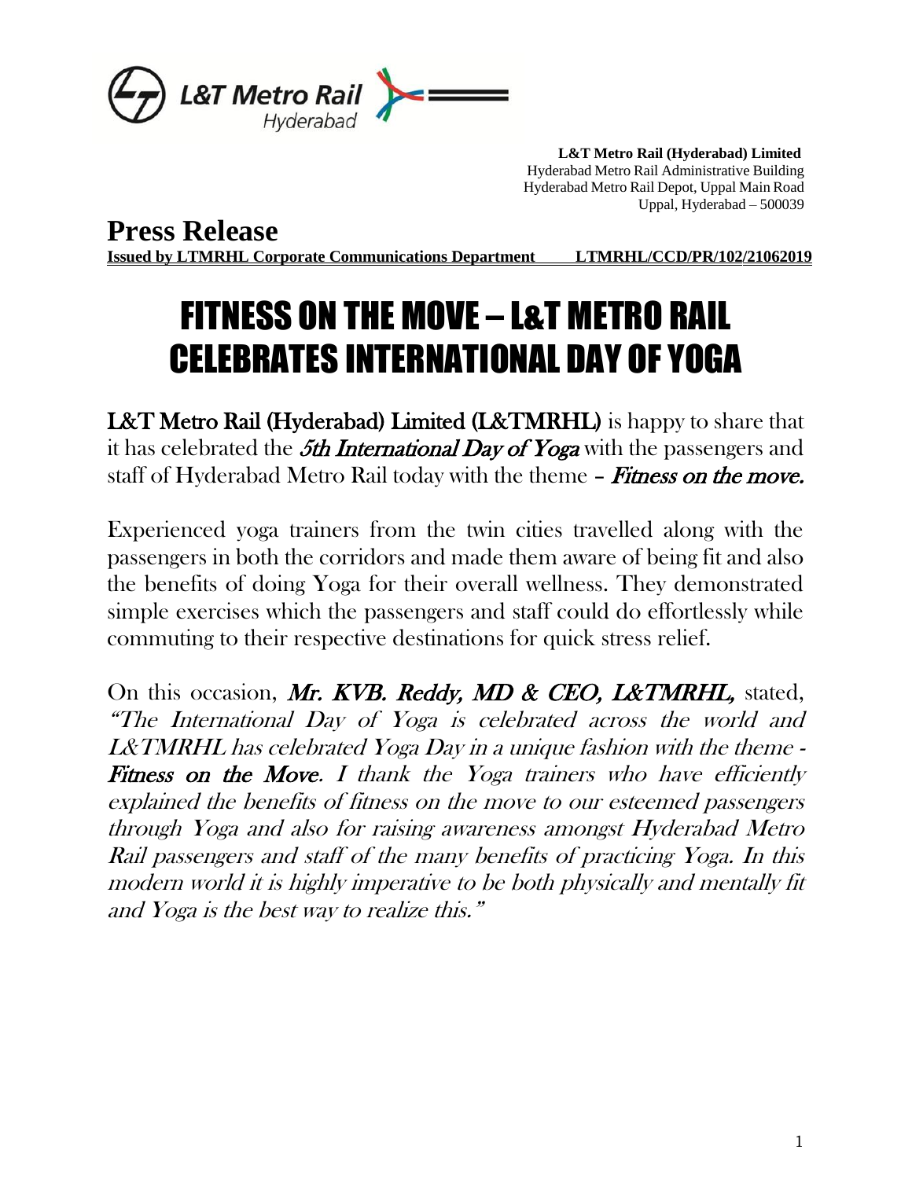L&T Metro Rail Hyderabad

**L&T Metro Rail (Hyderabad) Limited**
Hyderabad Metro Rail Administrative Building
Hyderabad Metro Rail Depot, Uppal Main Road
Uppal, Hyderabad – 500039

## Press Release

**Issued by LTMRHL Corporate Communications Department LTMRHL/CCD/PR/102/21062019**

# FITNESS ON THE MOVE – L&T METRO RAIL CELEBRATES INTERNATIONAL DAY OF YOGA

**L&T Metro Rail (Hyderabad) Limited (L&TMRHL)** is happy to share that it has celebrated the ***5th International Day of Yoga*** with the passengers and staff of Hyderabad Metro Rail today with the theme – ***Fitness on the move.***

Experienced yoga trainers from the twin cities travelled along with the passengers in both the corridors and made them aware of being fit and also the benefits of doing Yoga for their overall wellness. They demonstrated simple exercises which the passengers and staff could do effortlessly while commuting to their respective destinations for quick stress relief.

On this occasion, ***Mr. KVB. Reddy, MD & CEO, L&TMRHL,*** stated, *"The International Day of Yoga is celebrated across the world and L&TMRHL has celebrated Yoga Day in a unique fashion with the theme -* ***Fitness on the Move****. I thank the Yoga trainers who have efficiently explained the benefits of fitness on the move to our esteemed passengers through Yoga and also for raising awareness amongst Hyderabad Metro Rail passengers and staff of the many benefits of practicing Yoga. In this modern world it is highly imperative to be both physically and mentally fit and Yoga is the best way to realize this."*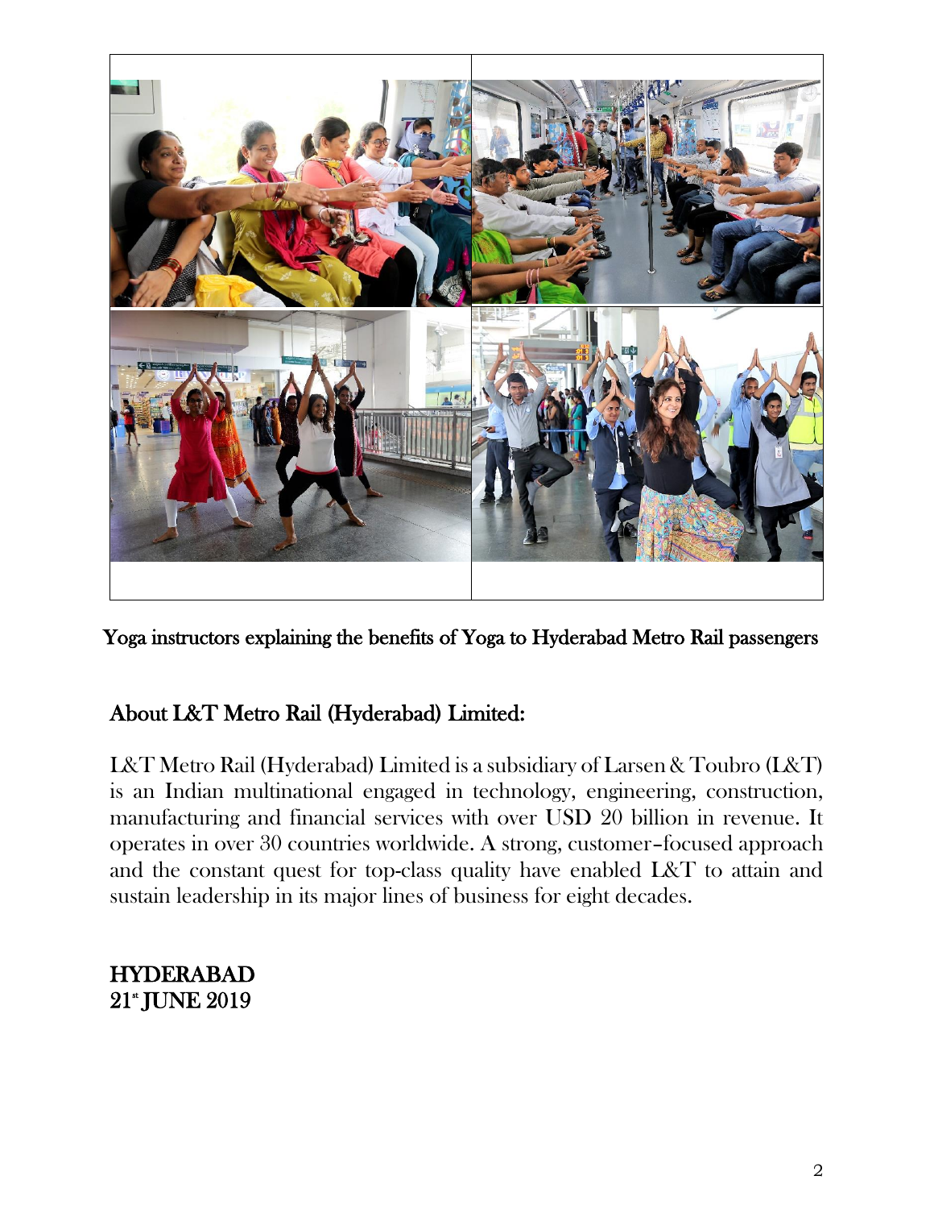Yoga instructors explaining the benefits of Yoga to Hyderabad Metro Rail passengers

## About L&T Metro Rail (Hyderabad) Limited:

L&T Metro Rail (Hyderabad) Limited is a subsidiary of Larsen & Toubro (L&T) is an Indian multinational engaged in technology, engineering, construction, manufacturing and financial services with over USD 20 billion in revenue. It operates in over 30 countries worldwide. A strong, customer–focused approach and the constant quest for top-class quality have enabled L&T to attain and sustain leadership in its major lines of business for eight decades.

**HYDERABAD**
**21st JUNE 2019**